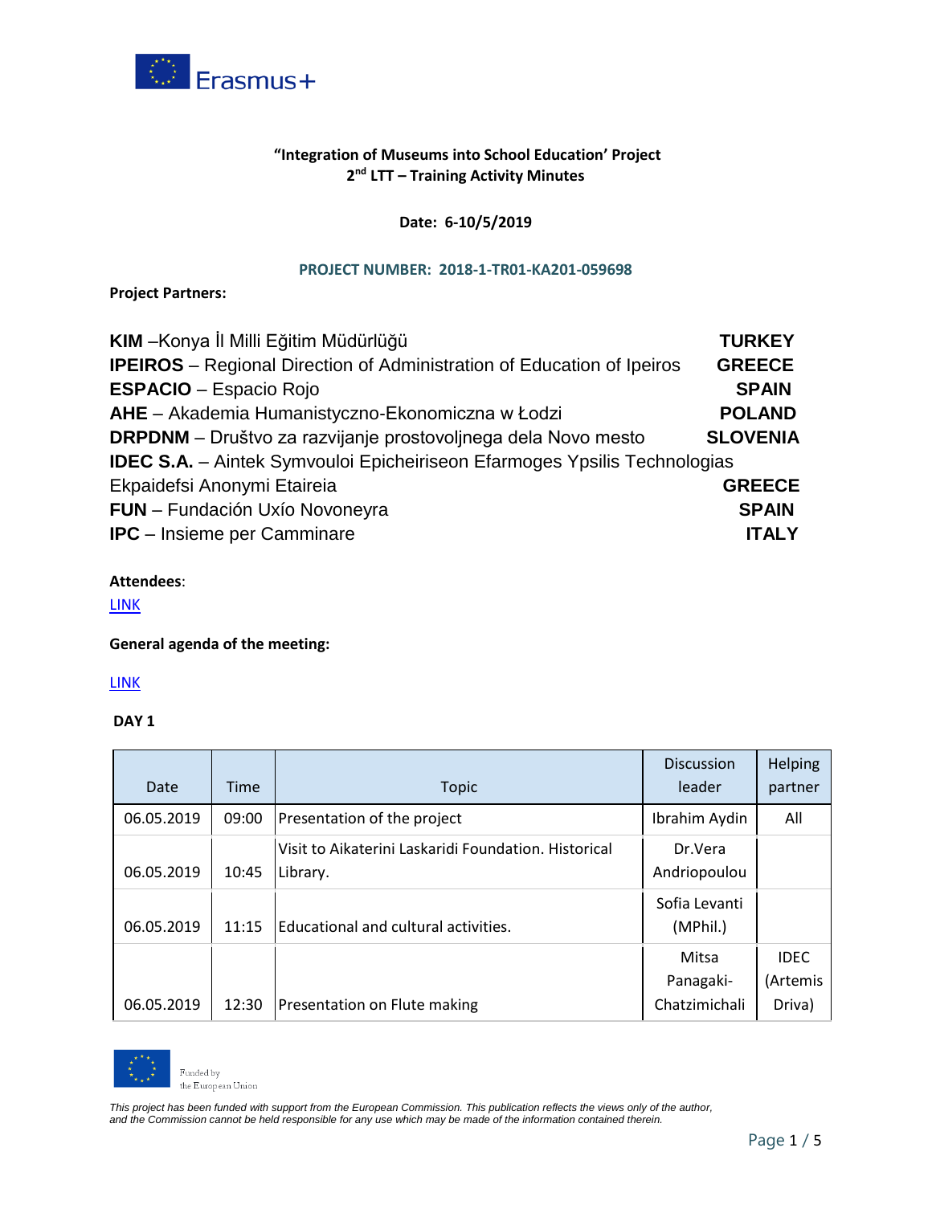Erasmus+

**"Integration of Museums into School Education' Project**
**2nd LTT – Training Activity Minutes**

**Date: 6-10/5/2019**

**PROJECT NUMBER: 2018-1-TR01-KA201-059698**

**Project Partners:**

| | |
|---|---|
| **KIM** –Konya İl Milli Eğitim Müdürlüğü | **TURKEY** |
| **IPEIROS** – Regional Direction of Administration of Education of Ipeiros | **GREECE** |
| **ESPACIO** – Espacio Rojo | **SPAIN** |
| **AHE** – Akademia Humanistyczno-Ekonomiczna w Łodzi | **POLAND** |
| **DRPDNM** – Društvo za razvijanje prostovoljnega dela Novo mesto | **SLOVENIA** |
| **IDEC S.A.** – Aintek Symvouloi Epicheiriseon Efarmoges Ypsilis Technologias Ekpaidefsi Anonymi Etaireia | **GREECE** |
| **FUN** – Fundación Uxío Novoneyra | **SPAIN** |
| **IPC** – Insieme per Camminare | **ITALY** |

**Attendees**:

LINK

**General agenda of the meeting:**

LINK

**DAY 1**

| Date | Time | Topic | Discussion leader | Helping partner |
|---|---|---|---|---|
| 06.05.2019 | 09:00 | Presentation of the project | Ibrahim Aydin | All |
| 06.05.2019 | 10:45 | Visit to Aikaterini Laskaridi Foundation. Historical Library. | Dr.Vera Andriopoulou | |
| 06.05.2019 | 11:15 | Educational and cultural activities. | Sofia Levanti (MPhil.) | |
| 06.05.2019 | 12:30 | Presentation on Flute making | Mitsa Panagaki-Chatzimichali | IDEC (Artemis Driva) |

Funded by the European Union

*This project has been funded with support from the European Commission. This publication reflects the views only of the author, and the Commission cannot be held responsible for any use which may be made of the information contained therein.*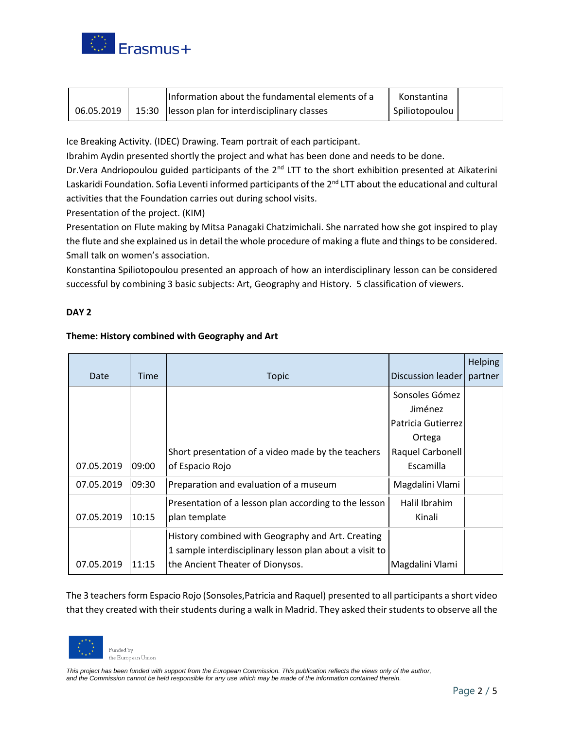| | | | | |
|---|---|---|---|---|
| 06.05.2019 | 15:30 | Information about the fundamental elements of a lesson plan for interdisciplinary classes | Konstantina Spiliotopoulou | |

Ice Breaking Activity. (IDEC) Drawing. Team portrait of each participant.

Ibrahim Aydin presented shortly the project and what has been done and needs to be done.

Dr.Vera Andriopoulou guided participants of the 2nd LTT to the short exhibition presented at Aikaterini Laskaridi Foundation. Sofia Leventi informed participants of the 2nd LTT about the educational and cultural activities that the Foundation carries out during school visits.

Presentation of the project. (KIM)

Presentation on Flute making by Mitsa Panagaki Chatzimichali. She narrated how she got inspired to play the flute and she explained us in detail the whole procedure of making a flute and things to be considered. Small talk on women's association.

Konstantina Spiliotopoulou presented an approach of how an interdisciplinary lesson can be considered successful by combining 3 basic subjects: Art, Geography and History. 5 classification of viewers.

**DAY 2**

**Theme: History combined with Geography and Art**

| Date | Time | Topic | Discussion leader | Helping partner |
|---|---|---|---|---|
| 07.05.2019 | 09:00 | Short presentation of a video made by the teachers of Espacio Rojo | Sonsoles Gómez Jiménez Patricia Gutierrez Ortega Raquel Carbonell Escamilla | |
| 07.05.2019 | 09:30 | Preparation and evaluation of a museum | Magdalini Vlami | |
| 07.05.2019 | 10:15 | Presentation of a lesson plan according to the lesson plan template | Halil Ibrahim Kinali | |
| 07.05.2019 | 11:15 | History combined with Geography and Art. Creating 1 sample interdisciplinary lesson plan about a visit to the Ancient Theater of Dionysos. | Magdalini Vlami | |

The 3 teachers form Espacio Rojo (Sonsoles,Patricia and Raquel) presented to all participants a short video that they created with their students during a walk in Madrid. They asked their students to observe all the

Funded by the European Union

*This project has been funded with support from the European Commission. This publication reflects the views only of the author, and the Commission cannot be held responsible for any use which may be made of the information contained therein.*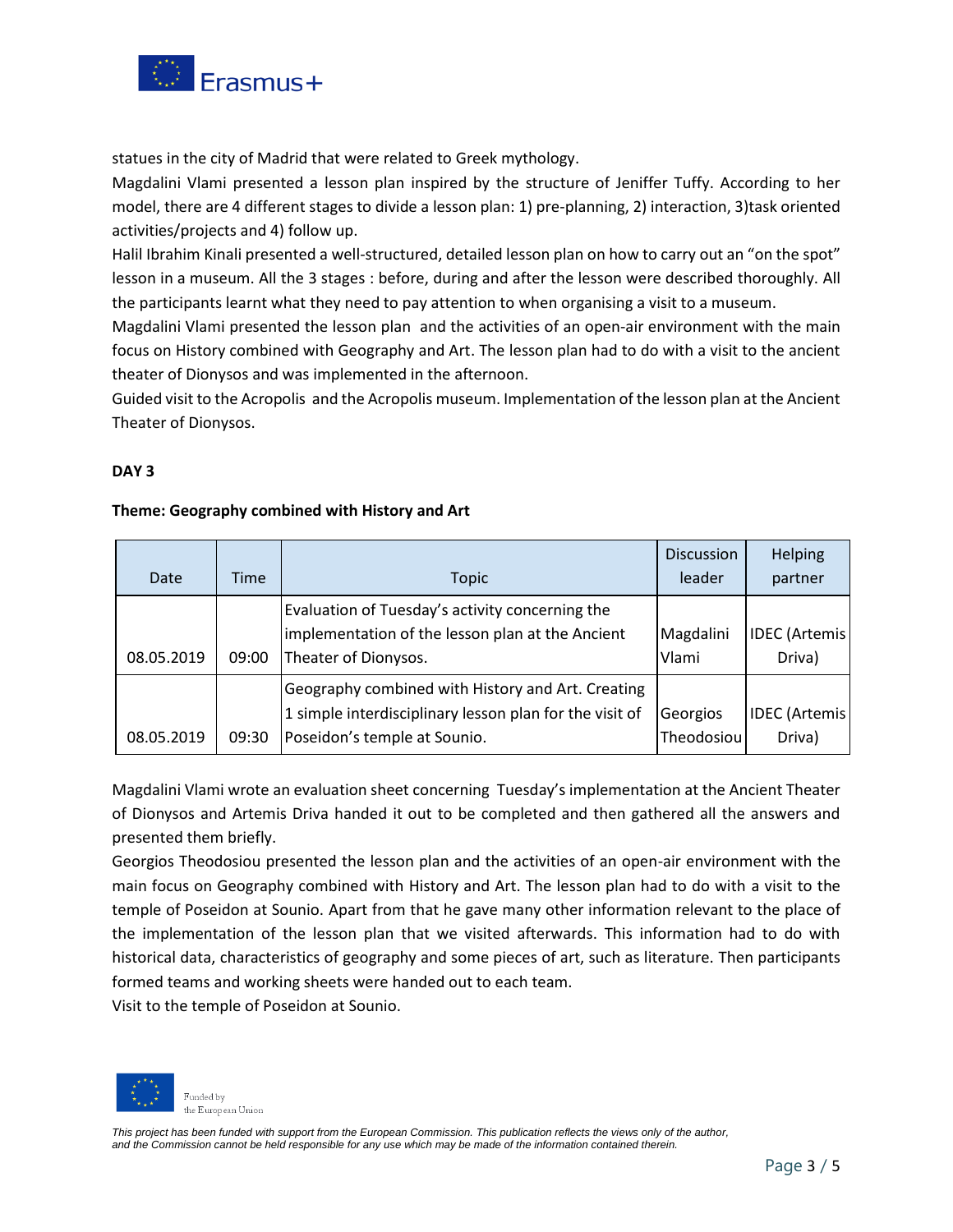statues in the city of Madrid that were related to Greek mythology.

Magdalini Vlami presented a lesson plan inspired by the structure of Jeniffer Tuffy. According to her model, there are 4 different stages to divide a lesson plan: 1) pre-planning, 2) interaction, 3)task oriented activities/projects and 4) follow up.

Halil Ibrahim Kinali presented a well-structured, detailed lesson plan on how to carry out an "on the spot" lesson in a museum. All the 3 stages : before, during and after the lesson were described thoroughly. All the participants learnt what they need to pay attention to when organising a visit to a museum.

Magdalini Vlami presented the lesson plan and the activities of an open-air environment with the main focus on History combined with Geography and Art. The lesson plan had to do with a visit to the ancient theater of Dionysos and was implemented in the afternoon.

Guided visit to the Acropolis and the Acropolis museum. Implementation of the lesson plan at the Ancient Theater of Dionysos.

**DAY 3**

**Theme: Geography combined with History and Art**

| Date | Time | Topic | Discussion leader | Helping partner |
|---|---|---|---|---|
| 08.05.2019 | 09:00 | Evaluation of Tuesday's activity concerning the implementation of the lesson plan at the Ancient Theater of Dionysos. | Magdalini Vlami | IDEC (Artemis Driva) |
| 08.05.2019 | 09:30 | Geography combined with History and Art. Creating 1 simple interdisciplinary lesson plan for the visit of Poseidon's temple at Sounio. | Georgios Theodosiou | IDEC (Artemis Driva) |

Magdalini Vlami wrote an evaluation sheet concerning Tuesday's implementation at the Ancient Theater of Dionysos and Artemis Driva handed it out to be completed and then gathered all the answers and presented them briefly.

Georgios Theodosiou presented the lesson plan and the activities of an open-air environment with the main focus on Geography combined with History and Art. The lesson plan had to do with a visit to the temple of Poseidon at Sounio. Apart from that he gave many other information relevant to the place of the implementation of the lesson plan that we visited afterwards. This information had to do with historical data, characteristics of geography and some pieces of art, such as literature. Then participants formed teams and working sheets were handed out to each team.

Visit to the temple of Poseidon at Sounio.

Funded by the European Union

*This project has been funded with support from the European Commission. This publication reflects the views only of the author, and the Commission cannot be held responsible for any use which may be made of the information contained therein.*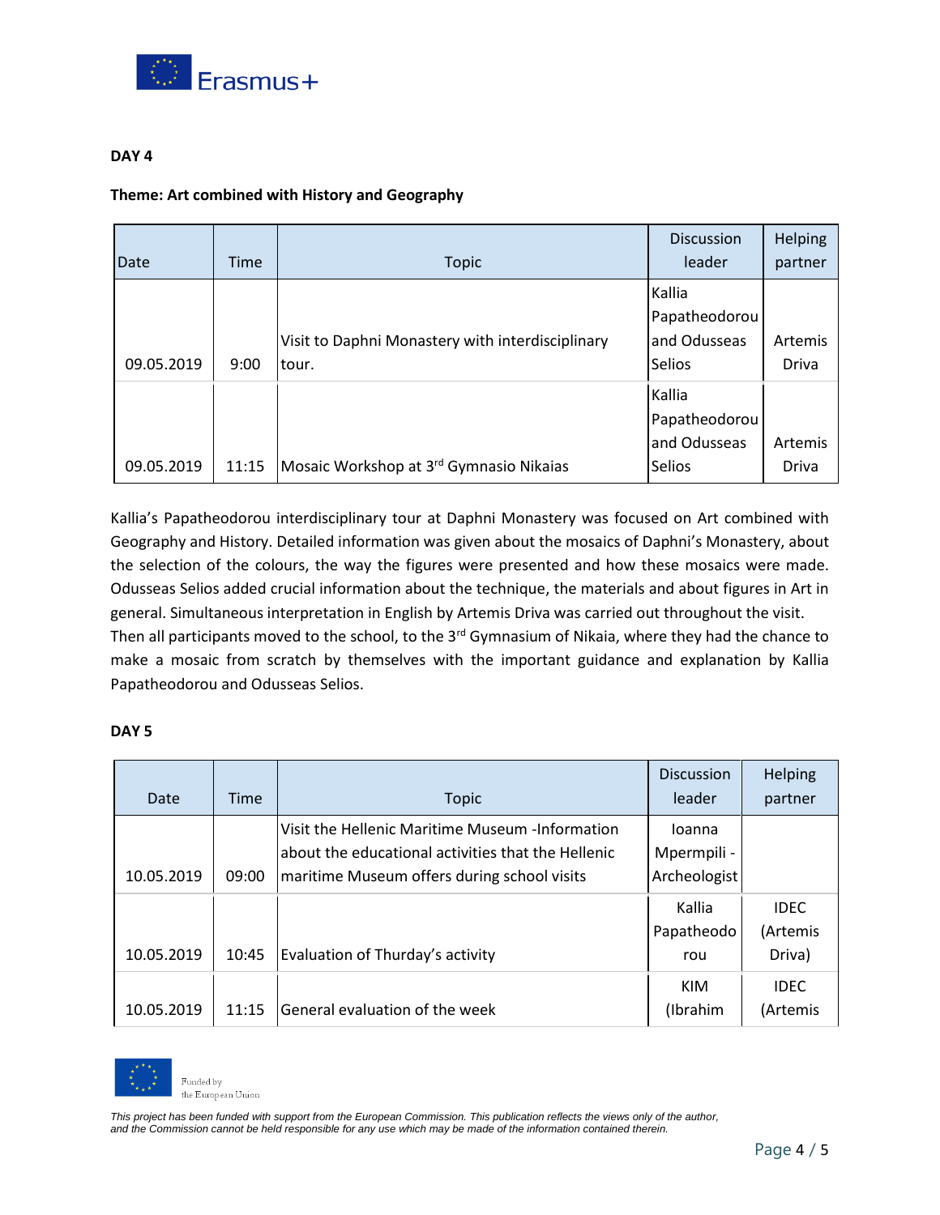**DAY 4**

**Theme: Art combined with History and Geography**

| Date | Time | Topic | Discussion leader | Helping partner |
|---|---|---|---|---|
| 09.05.2019 | 9:00 | Visit to Daphni Monastery with interdisciplinary tour. | Kallia Papatheodorou and Odusseas Selios | Artemis Driva |
| 09.05.2019 | 11:15 | Mosaic Workshop at 3rd Gymnasio Nikaias | Kallia Papatheodorou and Odusseas Selios | Artemis Driva |

Kallia's Papatheodorou interdisciplinary tour at Daphni Monastery was focused on Art combined with Geography and History. Detailed information was given about the mosaics of Daphni's Monastery, about the selection of the colours, the way the figures were presented and how these mosaics were made. Odusseas Selios added crucial information about the technique, the materials and about figures in Art in general. Simultaneous interpretation in English by Artemis Driva was carried out throughout the visit.
Then all participants moved to the school, to the 3rd Gymnasium of Nikaia, where they had the chance to make a mosaic from scratch by themselves with the important guidance and explanation by Kallia Papatheodorou and Odusseas Selios.

**DAY 5**

| Date | Time | Topic | Discussion leader | Helping partner |
|---|---|---|---|---|
| 10.05.2019 | 09:00 | Visit the Hellenic Maritime Museum -Information about the educational activities that the Hellenic maritime Museum offers during school visits | Ioanna Mpermpili - Archeologist | |
| 10.05.2019 | 10:45 | Evaluation of Thurday's activity | Kallia Papatheodorou | IDEC (Artemis Driva) |
| 10.05.2019 | 11:15 | General evaluation of the week | KIM (Ibrahim | IDEC (Artemis |

Funded by the European Union

*This project has been funded with support from the European Commission. This publication reflects the views only of the author, and the Commission cannot be held responsible for any use which may be made of the information contained therein.*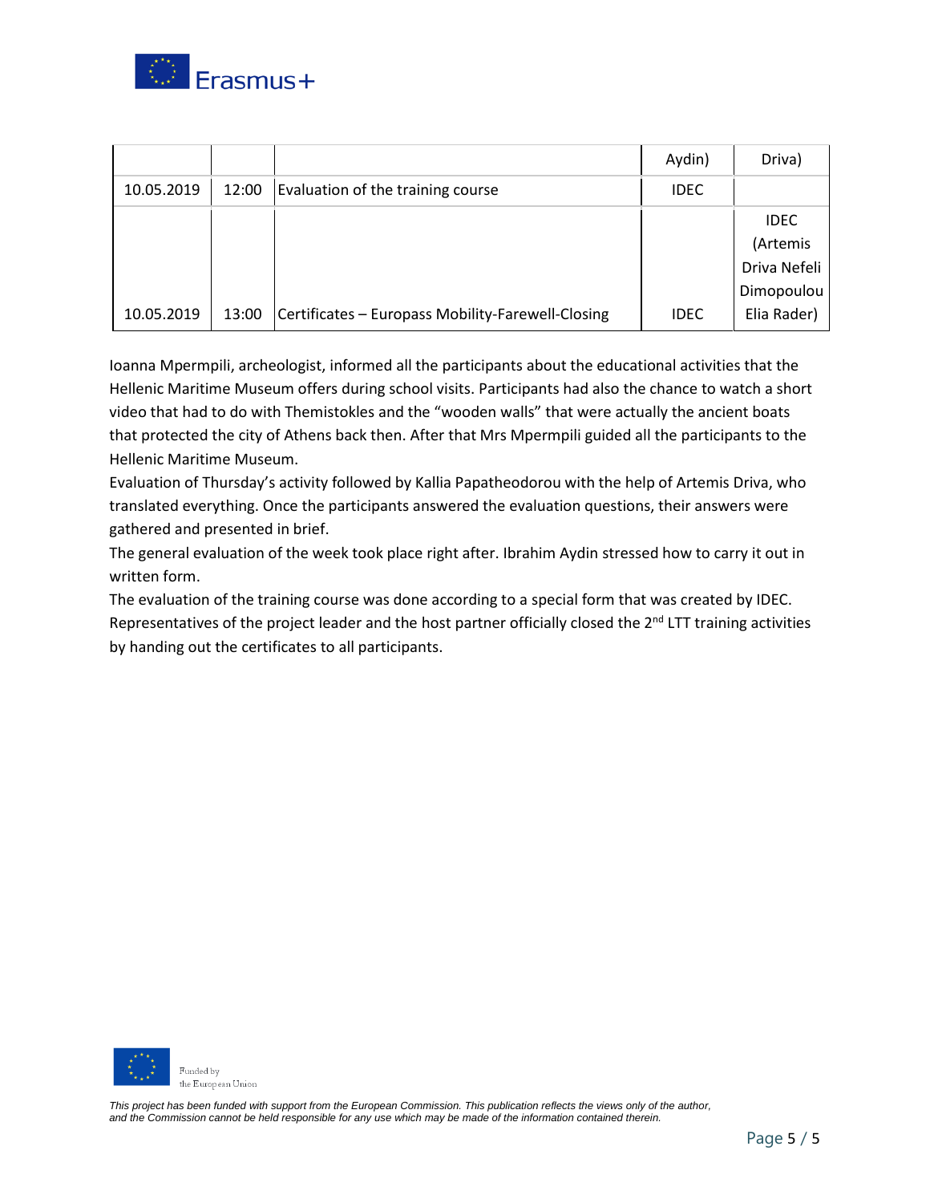| | | | | |
|---|---|---|---|---|
| | | | Aydin) | Driva) |
| 10.05.2019 | 12:00 | Evaluation of the training course | IDEC | |
| 10.05.2019 | 13:00 | Certificates – Europass Mobility-Farewell-Closing | IDEC | IDEC (Artemis Driva Nefeli Dimopoulou Elia Rader) |

Ioanna Mpermpili, archeologist, informed all the participants about the educational activities that the Hellenic Maritime Museum offers during school visits. Participants had also the chance to watch a short video that had to do with Themistokles and the "wooden walls" that were actually the ancient boats that protected the city of Athens back then. After that Mrs Mpermpili guided all the participants to the Hellenic Maritime Museum.

Evaluation of Thursday's activity followed by Kallia Papatheodorou with the help of Artemis Driva, who translated everything. Once the participants answered the evaluation questions, their answers were gathered and presented in brief.

The general evaluation of the week took place right after. Ibrahim Aydin stressed how to carry it out in written form.

The evaluation of the training course was done according to a special form that was created by IDEC. Representatives of the project leader and the host partner officially closed the 2nd LTT training activities by handing out the certificates to all participants.

Funded by the European Union

*This project has been funded with support from the European Commission. This publication reflects the views only of the author, and the Commission cannot be held responsible for any use which may be made of the information contained therein.*